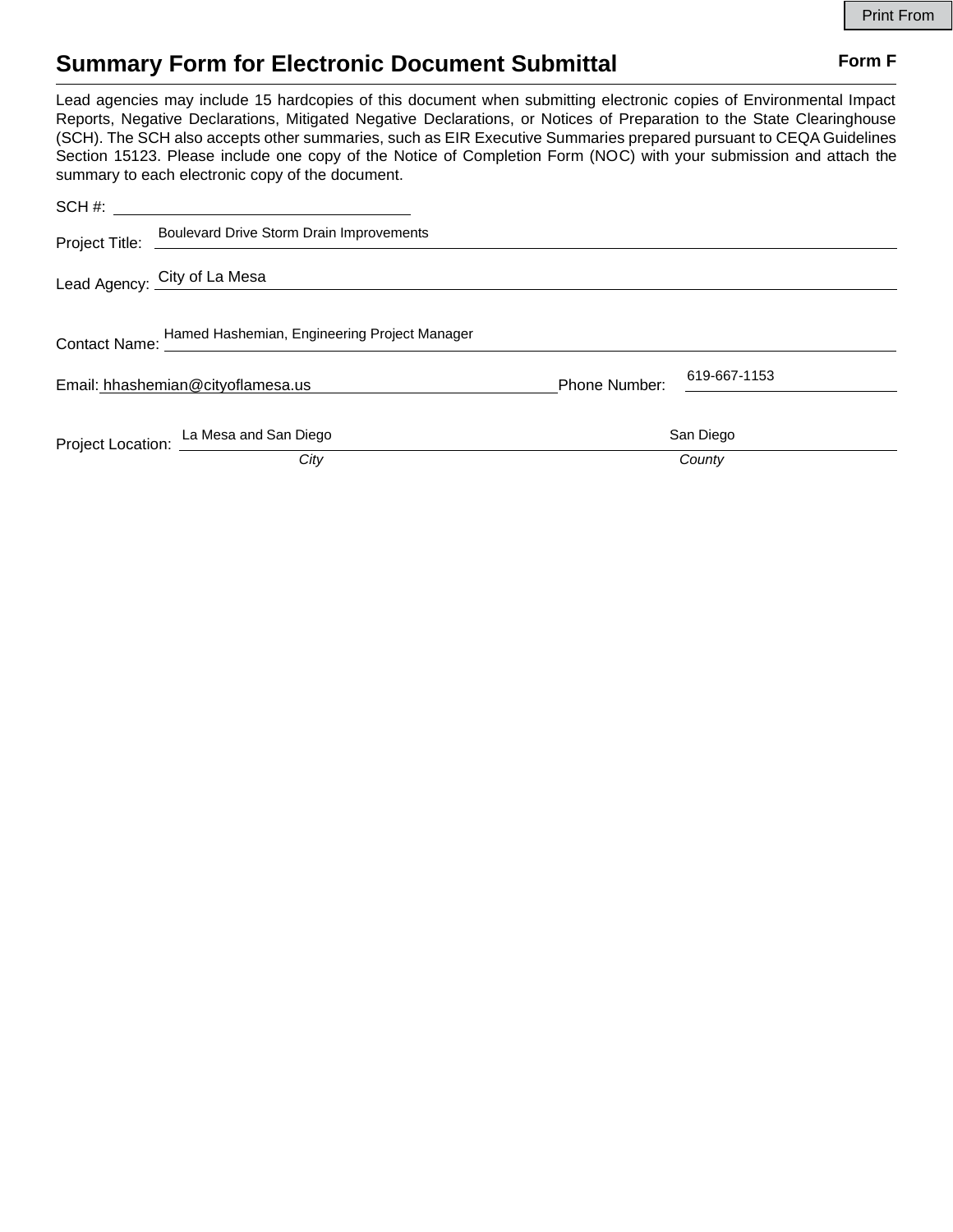Print From

# Summary Form for Electronic Document Submittal

**Form F**

Lead agencies may include 15 hardcopies of this document when submitting electronic copies of Environmental Impact Reports, Negative Declarations, Mitigated Negative Declarations, or Notices of Preparation to the State Clearinghouse (SCH). The SCH also accepts other summaries, such as EIR Executive Summaries prepared pursuant to CEQA Guidelines Section 15123. Please include one copy of the Notice of Completion Form (NOC) with your submission and attach the summary to each electronic copy of the document.

SCH #: 

Project Title: Boulevard Drive Storm Drain Improvements

Lead Agency: City of La Mesa

Contact Name: Hamed Hashemian, Engineering Project Manager

Email: hhashemian@cityoflamesa.us    Phone Number: 619-667-1153

Project Location: La Mesa and San Diego (*City*)    San Diego (*County*)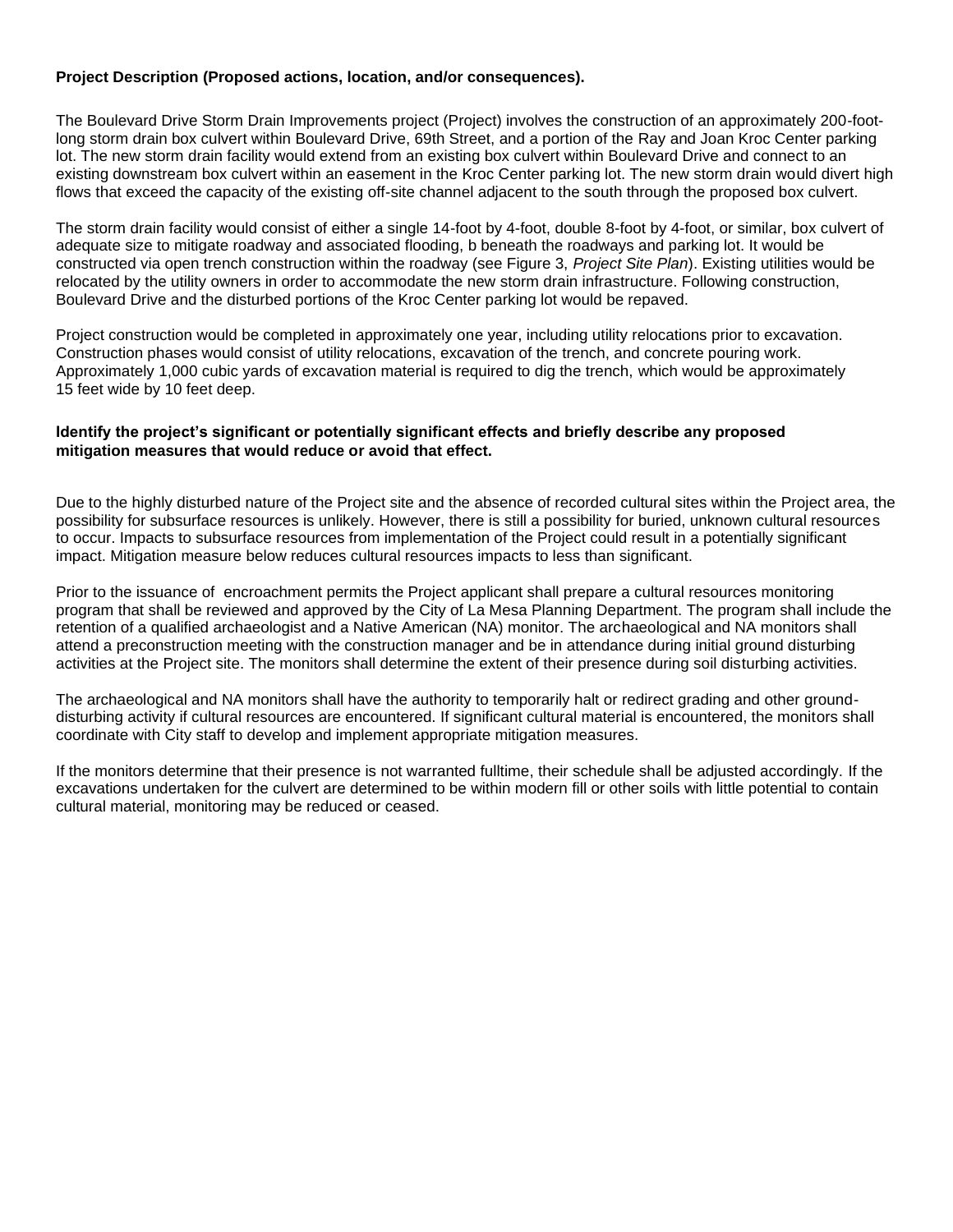**Project Description (Proposed actions, location, and/or consequences).**

The Boulevard Drive Storm Drain Improvements project (Project) involves the construction of an approximately 200-foot-long storm drain box culvert within Boulevard Drive, 69th Street, and a portion of the Ray and Joan Kroc Center parking lot. The new storm drain facility would extend from an existing box culvert within Boulevard Drive and connect to an existing downstream box culvert within an easement in the Kroc Center parking lot. The new storm drain would divert high flows that exceed the capacity of the existing off-site channel adjacent to the south through the proposed box culvert.

The storm drain facility would consist of either a single 14-foot by 4-foot, double 8-foot by 4-foot, or similar, box culvert of adequate size to mitigate roadway and associated flooding, b beneath the roadways and parking lot. It would be constructed via open trench construction within the roadway (see Figure 3, *Project Site Plan*). Existing utilities would be relocated by the utility owners in order to accommodate the new storm drain infrastructure. Following construction, Boulevard Drive and the disturbed portions of the Kroc Center parking lot would be repaved.

Project construction would be completed in approximately one year, including utility relocations prior to excavation. Construction phases would consist of utility relocations, excavation of the trench, and concrete pouring work. Approximately 1,000 cubic yards of excavation material is required to dig the trench, which would be approximately 15 feet wide by 10 feet deep.

**Identify the project's significant or potentially significant effects and briefly describe any proposed mitigation measures that would reduce or avoid that effect.**

Due to the highly disturbed nature of the Project site and the absence of recorded cultural sites within the Project area, the possibility for subsurface resources is unlikely. However, there is still a possibility for buried, unknown cultural resources to occur. Impacts to subsurface resources from implementation of the Project could result in a potentially significant impact. Mitigation measure below reduces cultural resources impacts to less than significant.

Prior to the issuance of encroachment permits the Project applicant shall prepare a cultural resources monitoring program that shall be reviewed and approved by the City of La Mesa Planning Department. The program shall include the retention of a qualified archaeologist and a Native American (NA) monitor. The archaeological and NA monitors shall attend a preconstruction meeting with the construction manager and be in attendance during initial ground disturbing activities at the Project site. The monitors shall determine the extent of their presence during soil disturbing activities.

The archaeological and NA monitors shall have the authority to temporarily halt or redirect grading and other ground-disturbing activity if cultural resources are encountered. If significant cultural material is encountered, the monitors shall coordinate with City staff to develop and implement appropriate mitigation measures.

If the monitors determine that their presence is not warranted fulltime, their schedule shall be adjusted accordingly. If the excavations undertaken for the culvert are determined to be within modern fill or other soils with little potential to contain cultural material, monitoring may be reduced or ceased.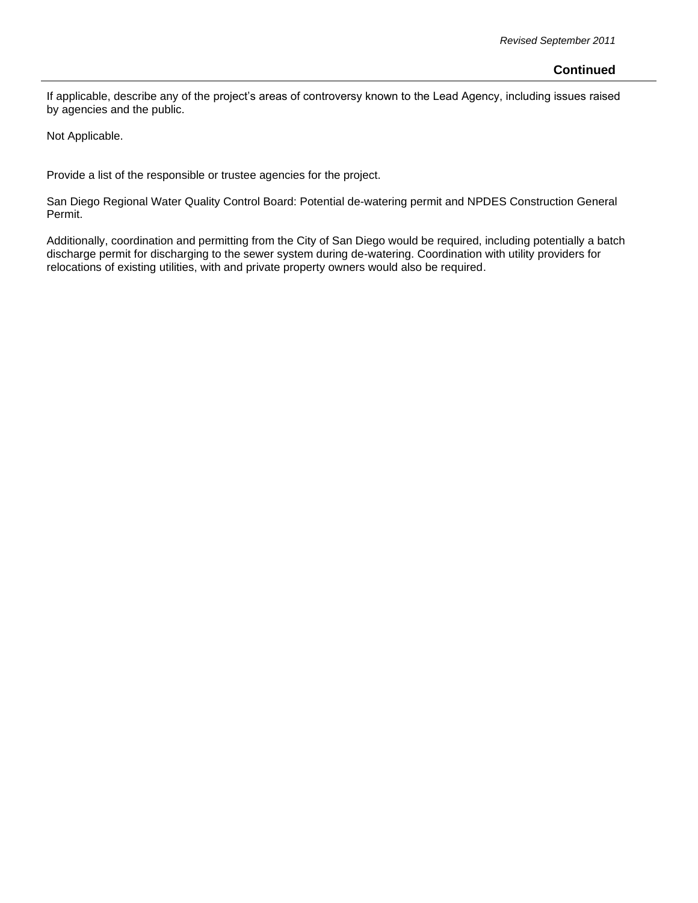**Continued**

If applicable, describe any of the project's areas of controversy known to the Lead Agency, including issues raised by agencies and the public.

Not Applicable.

Provide a list of the responsible or trustee agencies for the project.

San Diego Regional Water Quality Control Board: Potential de-watering permit and NPDES Construction General Permit.

Additionally, coordination and permitting from the City of San Diego would be required, including potentially a batch discharge permit for discharging to the sewer system during de-watering. Coordination with utility providers for relocations of existing utilities, with and private property owners would also be required.